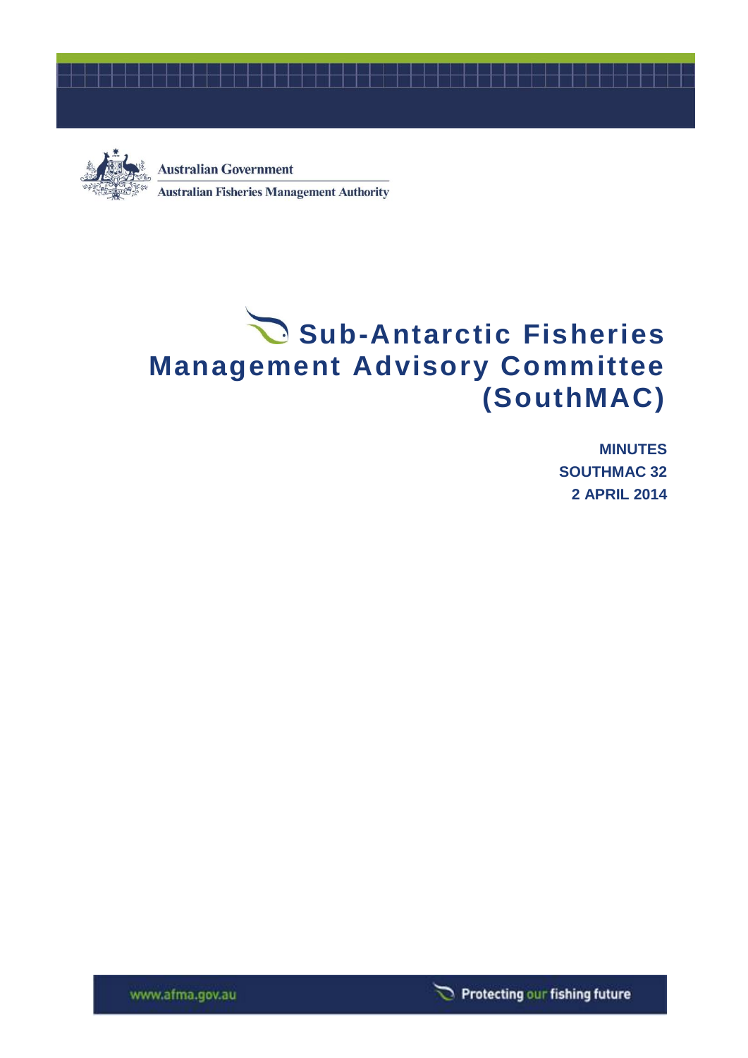Australian Government

Australian Fisheries Management Authority

# Sub-Antarctic Fisheries Management Advisory Committee (SouthMAC)

**MINUTES**
**SOUTHMAC 32**
**2 APRIL 2014**

www.afma.gov.au

Protecting our fishing future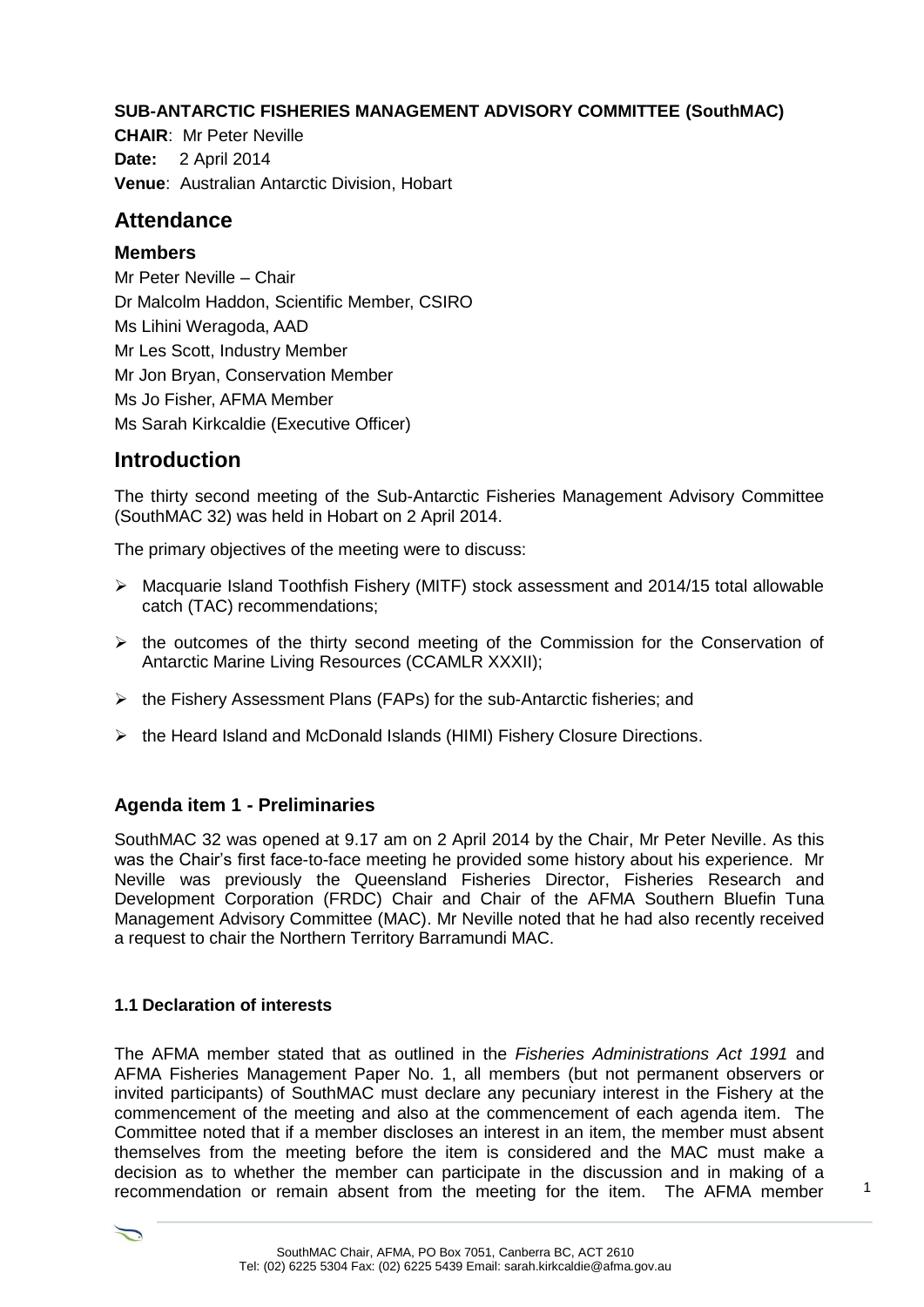**SUB-ANTARCTIC FISHERIES MANAGEMENT ADVISORY COMMITTEE (SouthMAC)**

**CHAIR**: Mr Peter Neville

**Date:** 2 April 2014

**Venue**: Australian Antarctic Division, Hobart

## Attendance

### Members

Mr Peter Neville – Chair
Dr Malcolm Haddon, Scientific Member, CSIRO
Ms Lihini Weragoda, AAD
Mr Les Scott, Industry Member
Mr Jon Bryan, Conservation Member
Ms Jo Fisher, AFMA Member
Ms Sarah Kirkcaldie (Executive Officer)

## Introduction

The thirty second meeting of the Sub-Antarctic Fisheries Management Advisory Committee (SouthMAC 32) was held in Hobart on 2 April 2014.

The primary objectives of the meeting were to discuss:

- Macquarie Island Toothfish Fishery (MITF) stock assessment and 2014/15 total allowable catch (TAC) recommendations;
- the outcomes of the thirty second meeting of the Commission for the Conservation of Antarctic Marine Living Resources (CCAMLR XXXII);
- the Fishery Assessment Plans (FAPs) for the sub-Antarctic fisheries; and
- the Heard Island and McDonald Islands (HIMI) Fishery Closure Directions.

### Agenda item 1 - Preliminaries

SouthMAC 32 was opened at 9.17 am on 2 April 2014 by the Chair, Mr Peter Neville. As this was the Chair's first face-to-face meeting he provided some history about his experience. Mr Neville was previously the Queensland Fisheries Director, Fisheries Research and Development Corporation (FRDC) Chair and Chair of the AFMA Southern Bluefin Tuna Management Advisory Committee (MAC). Mr Neville noted that he had also recently received a request to chair the Northern Territory Barramundi MAC.

#### 1.1 Declaration of interests

The AFMA member stated that as outlined in the *Fisheries Administrations Act 1991* and AFMA Fisheries Management Paper No. 1, all members (but not permanent observers or invited participants) of SouthMAC must declare any pecuniary interest in the Fishery at the commencement of the meeting and also at the commencement of each agenda item. The Committee noted that if a member discloses an interest in an item, the member must absent themselves from the meeting before the item is considered and the MAC must make a decision as to whether the member can participate in the discussion and in making of a recommendation or remain absent from the meeting for the item. The AFMA member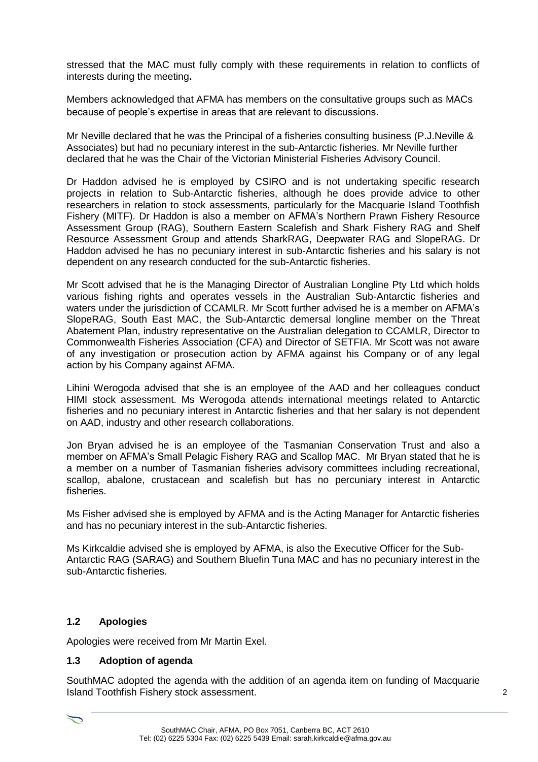stressed that the MAC must fully comply with these requirements in relation to conflicts of interests during the meeting**.**

Members acknowledged that AFMA has members on the consultative groups such as MACs because of people's expertise in areas that are relevant to discussions.

Mr Neville declared that he was the Principal of a fisheries consulting business (P.J.Neville & Associates) but had no pecuniary interest in the sub-Antarctic fisheries. Mr Neville further declared that he was the Chair of the Victorian Ministerial Fisheries Advisory Council.

Dr Haddon advised he is employed by CSIRO and is not undertaking specific research projects in relation to Sub-Antarctic fisheries, although he does provide advice to other researchers in relation to stock assessments, particularly for the Macquarie Island Toothfish Fishery (MITF). Dr Haddon is also a member on AFMA's Northern Prawn Fishery Resource Assessment Group (RAG), Southern Eastern Scalefish and Shark Fishery RAG and Shelf Resource Assessment Group and attends SharkRAG, Deepwater RAG and SlopeRAG. Dr Haddon advised he has no pecuniary interest in sub-Antarctic fisheries and his salary is not dependent on any research conducted for the sub-Antarctic fisheries.

Mr Scott advised that he is the Managing Director of Australian Longline Pty Ltd which holds various fishing rights and operates vessels in the Australian Sub-Antarctic fisheries and waters under the jurisdiction of CCAMLR. Mr Scott further advised he is a member on AFMA's SlopeRAG, South East MAC, the Sub-Antarctic demersal longline member on the Threat Abatement Plan, industry representative on the Australian delegation to CCAMLR, Director to Commonwealth Fisheries Association (CFA) and Director of SETFIA. Mr Scott was not aware of any investigation or prosecution action by AFMA against his Company or of any legal action by his Company against AFMA.

Lihini Werogoda advised that she is an employee of the AAD and her colleagues conduct HIMI stock assessment. Ms Werogoda attends international meetings related to Antarctic fisheries and no pecuniary interest in Antarctic fisheries and that her salary is not dependent on AAD, industry and other research collaborations.

Jon Bryan advised he is an employee of the Tasmanian Conservation Trust and also a member on AFMA's Small Pelagic Fishery RAG and Scallop MAC. Mr Bryan stated that he is a member on a number of Tasmanian fisheries advisory committees including recreational, scallop, abalone, crustacean and scalefish but has no percuniary interest in Antarctic fisheries.

Ms Fisher advised she is employed by AFMA and is the Acting Manager for Antarctic fisheries and has no pecuniary interest in the sub-Antarctic fisheries.

Ms Kirkcaldie advised she is employed by AFMA, is also the Executive Officer for the Sub-Antarctic RAG (SARAG) and Southern Bluefin Tuna MAC and has no pecuniary interest in the sub-Antarctic fisheries.

### 1.2 Apologies

Apologies were received from Mr Martin Exel.

### 1.3 Adoption of agenda

SouthMAC adopted the agenda with the addition of an agenda item on funding of Macquarie Island Toothfish Fishery stock assessment.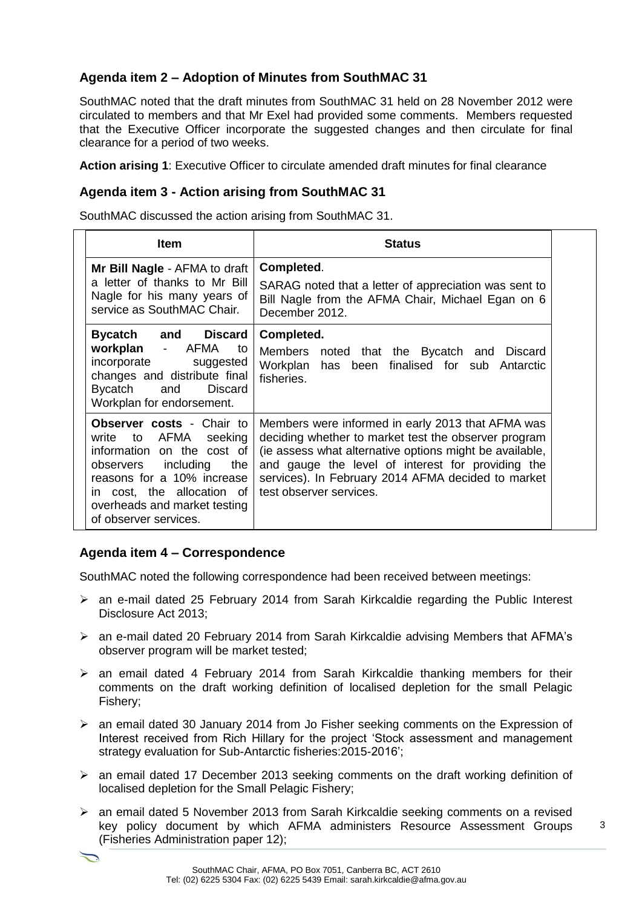## Agenda item 2 – Adoption of Minutes from SouthMAC 31

SouthMAC noted that the draft minutes from SouthMAC 31 held on 28 November 2012 were circulated to members and that Mr Exel had provided some comments. Members requested that the Executive Officer incorporate the suggested changes and then circulate for final clearance for a period of two weeks.

**Action arising 1**: Executive Officer to circulate amended draft minutes for final clearance

## Agenda item 3 - Action arising from SouthMAC 31

SouthMAC discussed the action arising from SouthMAC 31.

| Item | Status |
|---|---|
| **Mr Bill Nagle** - AFMA to draft a letter of thanks to Mr Bill Nagle for his many years of service as SouthMAC Chair. | **Completed**. SARAG noted that a letter of appreciation was sent to Bill Nagle from the AFMA Chair, Michael Egan on 6 December 2012. |
| **Bycatch and Discard workplan** - AFMA to incorporate suggested changes and distribute final Bycatch and Discard Workplan for endorsement. | **Completed.** Members noted that the Bycatch and Discard Workplan has been finalised for sub Antarctic fisheries. |
| **Observer costs** - Chair to write to AFMA seeking information on the cost of observers including the reasons for a 10% increase in cost, the allocation of overheads and market testing of observer services. | Members were informed in early 2013 that AFMA was deciding whether to market test the observer program (ie assess what alternative options might be available, and gauge the level of interest for providing the services). In February 2014 AFMA decided to market test observer services. |

## Agenda item 4 – Correspondence

SouthMAC noted the following correspondence had been received between meetings:

- an e-mail dated 25 February 2014 from Sarah Kirkcaldie regarding the Public Interest Disclosure Act 2013;
- an e-mail dated 20 February 2014 from Sarah Kirkcaldie advising Members that AFMA's observer program will be market tested;
- an email dated 4 February 2014 from Sarah Kirkcaldie thanking members for their comments on the draft working definition of localised depletion for the small Pelagic Fishery;
- an email dated 30 January 2014 from Jo Fisher seeking comments on the Expression of Interest received from Rich Hillary for the project 'Stock assessment and management strategy evaluation for Sub-Antarctic fisheries:2015-2016';
- an email dated 17 December 2013 seeking comments on the draft working definition of localised depletion for the Small Pelagic Fishery;
- an email dated 5 November 2013 from Sarah Kirkcaldie seeking comments on a revised key policy document by which AFMA administers Resource Assessment Groups (Fisheries Administration paper 12);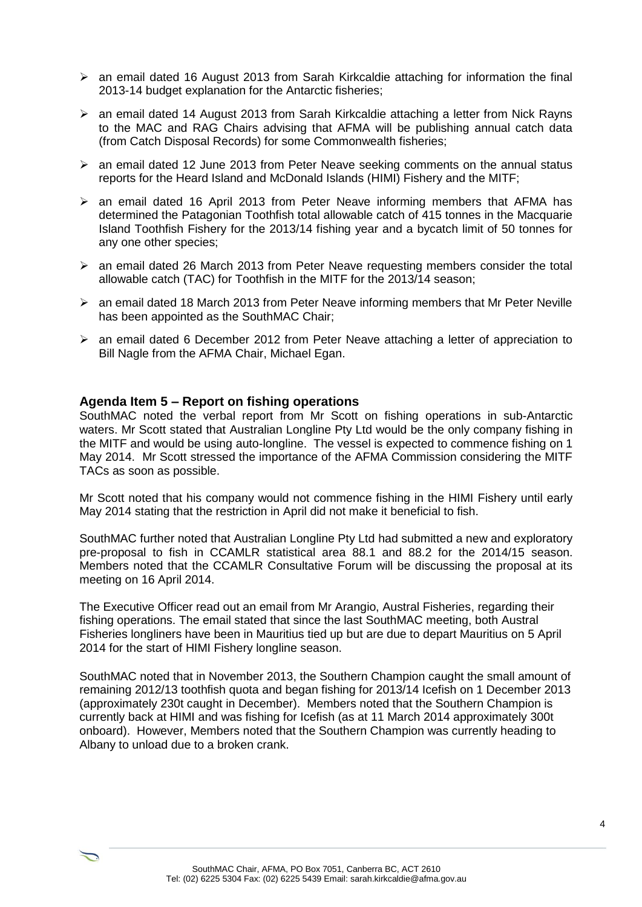- an email dated 16 August 2013 from Sarah Kirkcaldie attaching for information the final 2013-14 budget explanation for the Antarctic fisheries;
- an email dated 14 August 2013 from Sarah Kirkcaldie attaching a letter from Nick Rayns to the MAC and RAG Chairs advising that AFMA will be publishing annual catch data (from Catch Disposal Records) for some Commonwealth fisheries;
- an email dated 12 June 2013 from Peter Neave seeking comments on the annual status reports for the Heard Island and McDonald Islands (HIMI) Fishery and the MITF;
- an email dated 16 April 2013 from Peter Neave informing members that AFMA has determined the Patagonian Toothfish total allowable catch of 415 tonnes in the Macquarie Island Toothfish Fishery for the 2013/14 fishing year and a bycatch limit of 50 tonnes for any one other species;
- an email dated 26 March 2013 from Peter Neave requesting members consider the total allowable catch (TAC) for Toothfish in the MITF for the 2013/14 season;
- an email dated 18 March 2013 from Peter Neave informing members that Mr Peter Neville has been appointed as the SouthMAC Chair;
- an email dated 6 December 2012 from Peter Neave attaching a letter of appreciation to Bill Nagle from the AFMA Chair, Michael Egan.

### Agenda Item 5 – Report on fishing operations

SouthMAC noted the verbal report from Mr Scott on fishing operations in sub-Antarctic waters. Mr Scott stated that Australian Longline Pty Ltd would be the only company fishing in the MITF and would be using auto-longline. The vessel is expected to commence fishing on 1 May 2014. Mr Scott stressed the importance of the AFMA Commission considering the MITF TACs as soon as possible.

Mr Scott noted that his company would not commence fishing in the HIMI Fishery until early May 2014 stating that the restriction in April did not make it beneficial to fish.

SouthMAC further noted that Australian Longline Pty Ltd had submitted a new and exploratory pre-proposal to fish in CCAMLR statistical area 88.1 and 88.2 for the 2014/15 season. Members noted that the CCAMLR Consultative Forum will be discussing the proposal at its meeting on 16 April 2014.

The Executive Officer read out an email from Mr Arangio, Austral Fisheries, regarding their fishing operations. The email stated that since the last SouthMAC meeting, both Austral Fisheries longliners have been in Mauritius tied up but are due to depart Mauritius on 5 April 2014 for the start of HIMI Fishery longline season.

SouthMAC noted that in November 2013, the Southern Champion caught the small amount of remaining 2012/13 toothfish quota and began fishing for 2013/14 Icefish on 1 December 2013 (approximately 230t caught in December). Members noted that the Southern Champion is currently back at HIMI and was fishing for Icefish (as at 11 March 2014 approximately 300t onboard). However, Members noted that the Southern Champion was currently heading to Albany to unload due to a broken crank.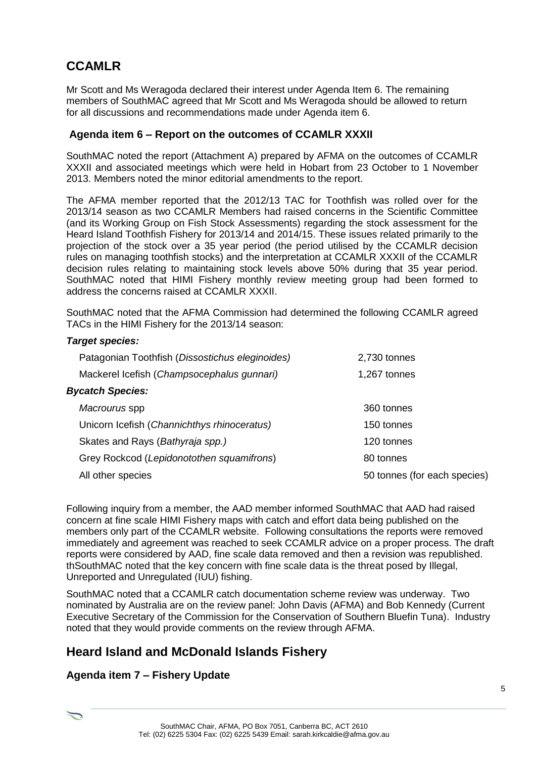## CCAMLR

Mr Scott and Ms Weragoda declared their interest under Agenda Item 6. The remaining members of SouthMAC agreed that Mr Scott and Ms Weragoda should be allowed to return for all discussions and recommendations made under Agenda item 6.

### Agenda item 6 – Report on the outcomes of CCAMLR XXXII

SouthMAC noted the report (Attachment A) prepared by AFMA on the outcomes of CCAMLR XXXII and associated meetings which were held in Hobart from 23 October to 1 November 2013. Members noted the minor editorial amendments to the report.

The AFMA member reported that the 2012/13 TAC for Toothfish was rolled over for the 2013/14 season as two CCAMLR Members had raised concerns in the Scientific Committee (and its Working Group on Fish Stock Assessments) regarding the stock assessment for the Heard Island Toothfish Fishery for 2013/14 and 2014/15. These issues related primarily to the projection of the stock over a 35 year period (the period utilised by the CCAMLR decision rules on managing toothfish stocks) and the interpretation at CCAMLR XXXII of the CCAMLR decision rules relating to maintaining stock levels above 50% during that 35 year period. SouthMAC noted that HIMI Fishery monthly review meeting group had been formed to address the concerns raised at CCAMLR XXXII.

SouthMAC noted that the AFMA Commission had determined the following CCAMLR agreed TACs in the HIMI Fishery for the 2013/14 season:

***Target species:***

| | |
|---|---|
| Patagonian Toothfish (*Dissostichus eleginoides*) | 2,730 tonnes |
| Mackerel Icefish (*Champsocephalus gunnari*) | 1,267 tonnes |

***Bycatch Species:***

| | |
|---|---|
| *Macrourus* spp | 360 tonnes |
| Unicorn Icefish (*Channichthys rhinoceratus*) | 150 tonnes |
| Skates and Rays (*Bathyraja spp.)* | 120 tonnes |
| Grey Rockcod (*Lepidonotothen squamifrons*) | 80 tonnes |
| All other species | 50 tonnes (for each species) |

Following inquiry from a member, the AAD member informed SouthMAC that AAD had raised concern at fine scale HIMI Fishery maps with catch and effort data being published on the members only part of the CCAMLR website. Following consultations the reports were removed immediately and agreement was reached to seek CCAMLR advice on a proper process. The draft reports were considered by AAD, fine scale data removed and then a revision was republished. thSouthMAC noted that the key concern with fine scale data is the threat posed by Illegal, Unreported and Unregulated (IUU) fishing.

SouthMAC noted that a CCAMLR catch documentation scheme review was underway. Two nominated by Australia are on the review panel: John Davis (AFMA) and Bob Kennedy (Current Executive Secretary of the Commission for the Conservation of Southern Bluefin Tuna). Industry noted that they would provide comments on the review through AFMA.

## Heard Island and McDonald Islands Fishery

### Agenda item 7 – Fishery Update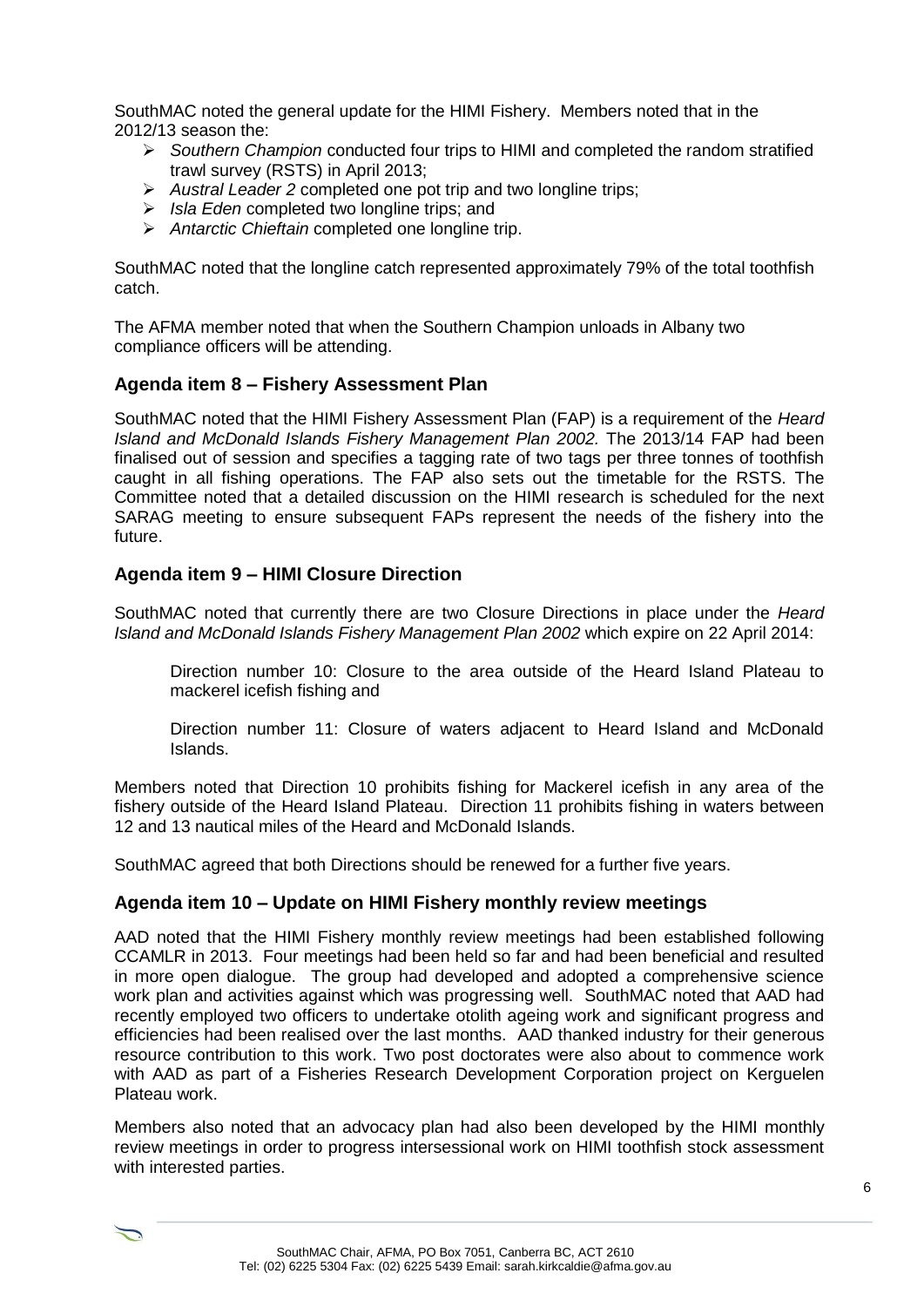SouthMAC noted the general update for the HIMI Fishery. Members noted that in the 2012/13 season the:

- *Southern Champion* conducted four trips to HIMI and completed the random stratified trawl survey (RSTS) in April 2013;
- *Austral Leader 2* completed one pot trip and two longline trips;
- *Isla Eden* completed two longline trips; and
- *Antarctic Chieftain* completed one longline trip.

SouthMAC noted that the longline catch represented approximately 79% of the total toothfish catch.

The AFMA member noted that when the Southern Champion unloads in Albany two compliance officers will be attending.

## Agenda item 8 – Fishery Assessment Plan

SouthMAC noted that the HIMI Fishery Assessment Plan (FAP) is a requirement of the *Heard Island and McDonald Islands Fishery Management Plan 2002.* The 2013/14 FAP had been finalised out of session and specifies a tagging rate of two tags per three tonnes of toothfish caught in all fishing operations. The FAP also sets out the timetable for the RSTS. The Committee noted that a detailed discussion on the HIMI research is scheduled for the next SARAG meeting to ensure subsequent FAPs represent the needs of the fishery into the future.

## Agenda item 9 – HIMI Closure Direction

SouthMAC noted that currently there are two Closure Directions in place under the *Heard Island and McDonald Islands Fishery Management Plan 2002* which expire on 22 April 2014:

> Direction number 10: Closure to the area outside of the Heard Island Plateau to mackerel icefish fishing and
>
> Direction number 11: Closure of waters adjacent to Heard Island and McDonald Islands.

Members noted that Direction 10 prohibits fishing for Mackerel icefish in any area of the fishery outside of the Heard Island Plateau. Direction 11 prohibits fishing in waters between 12 and 13 nautical miles of the Heard and McDonald Islands.

SouthMAC agreed that both Directions should be renewed for a further five years.

## Agenda item 10 – Update on HIMI Fishery monthly review meetings

AAD noted that the HIMI Fishery monthly review meetings had been established following CCAMLR in 2013. Four meetings had been held so far and had been beneficial and resulted in more open dialogue. The group had developed and adopted a comprehensive science work plan and activities against which was progressing well. SouthMAC noted that AAD had recently employed two officers to undertake otolith ageing work and significant progress and efficiencies had been realised over the last months. AAD thanked industry for their generous resource contribution to this work. Two post doctorates were also about to commence work with AAD as part of a Fisheries Research Development Corporation project on Kerguelen Plateau work.

Members also noted that an advocacy plan had also been developed by the HIMI monthly review meetings in order to progress intersessional work on HIMI toothfish stock assessment with interested parties.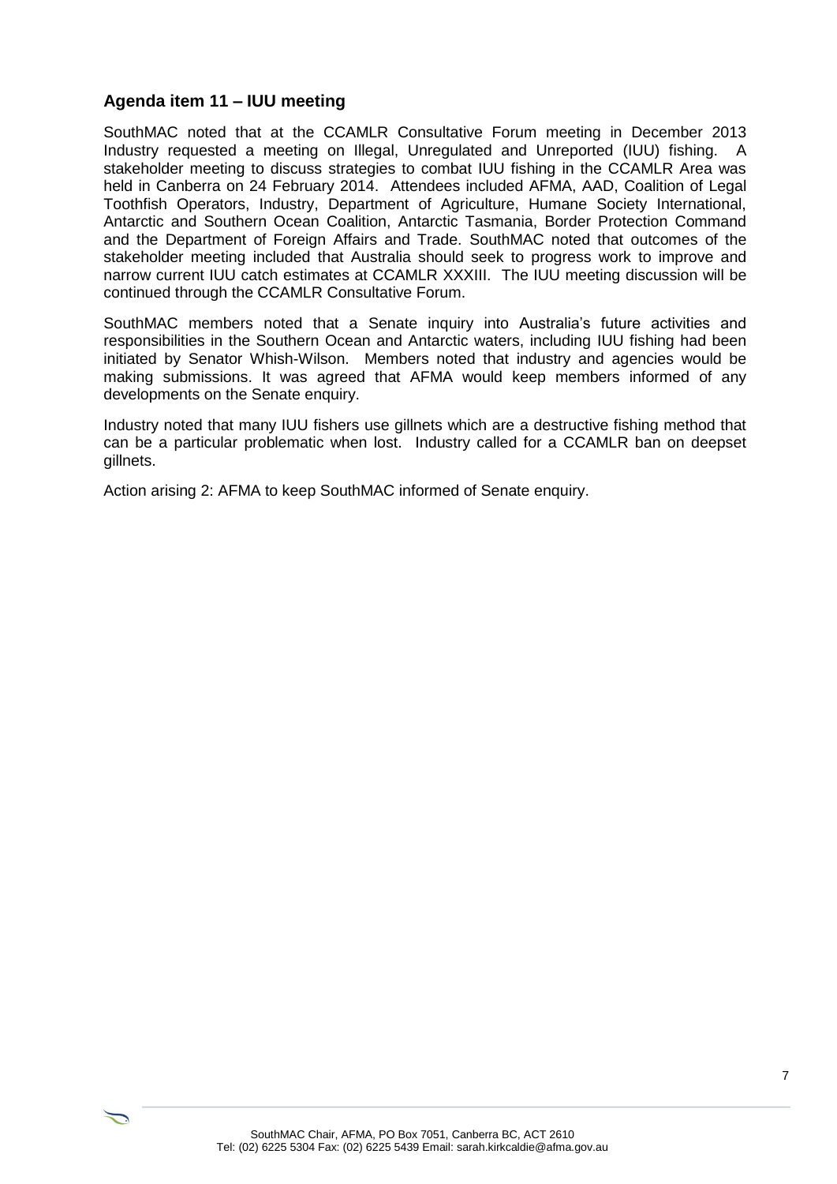### Agenda item 11 – IUU meeting

SouthMAC noted that at the CCAMLR Consultative Forum meeting in December 2013 Industry requested a meeting on Illegal, Unregulated and Unreported (IUU) fishing. A stakeholder meeting to discuss strategies to combat IUU fishing in the CCAMLR Area was held in Canberra on 24 February 2014. Attendees included AFMA, AAD, Coalition of Legal Toothfish Operators, Industry, Department of Agriculture, Humane Society International, Antarctic and Southern Ocean Coalition, Antarctic Tasmania, Border Protection Command and the Department of Foreign Affairs and Trade. SouthMAC noted that outcomes of the stakeholder meeting included that Australia should seek to progress work to improve and narrow current IUU catch estimates at CCAMLR XXXIII. The IUU meeting discussion will be continued through the CCAMLR Consultative Forum.

SouthMAC members noted that a Senate inquiry into Australia's future activities and responsibilities in the Southern Ocean and Antarctic waters, including IUU fishing had been initiated by Senator Whish-Wilson. Members noted that industry and agencies would be making submissions. It was agreed that AFMA would keep members informed of any developments on the Senate enquiry.

Industry noted that many IUU fishers use gillnets which are a destructive fishing method that can be a particular problematic when lost. Industry called for a CCAMLR ban on deepset gillnets.

Action arising 2: AFMA to keep SouthMAC informed of Senate enquiry.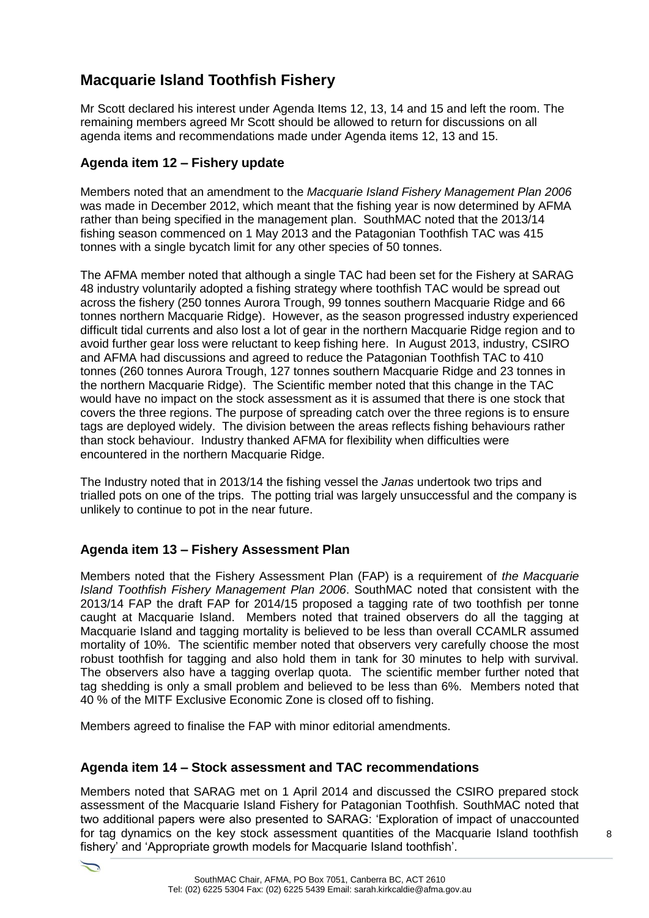## Macquarie Island Toothfish Fishery

Mr Scott declared his interest under Agenda Items 12, 13, 14 and 15 and left the room. The remaining members agreed Mr Scott should be allowed to return for discussions on all agenda items and recommendations made under Agenda items 12, 13 and 15.

### Agenda item 12 – Fishery update

Members noted that an amendment to the *Macquarie Island Fishery Management Plan 2006* was made in December 2012, which meant that the fishing year is now determined by AFMA rather than being specified in the management plan. SouthMAC noted that the 2013/14 fishing season commenced on 1 May 2013 and the Patagonian Toothfish TAC was 415 tonnes with a single bycatch limit for any other species of 50 tonnes.

The AFMA member noted that although a single TAC had been set for the Fishery at SARAG 48 industry voluntarily adopted a fishing strategy where toothfish TAC would be spread out across the fishery (250 tonnes Aurora Trough, 99 tonnes southern Macquarie Ridge and 66 tonnes northern Macquarie Ridge). However, as the season progressed industry experienced difficult tidal currents and also lost a lot of gear in the northern Macquarie Ridge region and to avoid further gear loss were reluctant to keep fishing here. In August 2013, industry, CSIRO and AFMA had discussions and agreed to reduce the Patagonian Toothfish TAC to 410 tonnes (260 tonnes Aurora Trough, 127 tonnes southern Macquarie Ridge and 23 tonnes in the northern Macquarie Ridge). The Scientific member noted that this change in the TAC would have no impact on the stock assessment as it is assumed that there is one stock that covers the three regions. The purpose of spreading catch over the three regions is to ensure tags are deployed widely. The division between the areas reflects fishing behaviours rather than stock behaviour. Industry thanked AFMA for flexibility when difficulties were encountered in the northern Macquarie Ridge.

The Industry noted that in 2013/14 the fishing vessel the *Janas* undertook two trips and trialled pots on one of the trips. The potting trial was largely unsuccessful and the company is unlikely to continue to pot in the near future.

### Agenda item 13 – Fishery Assessment Plan

Members noted that the Fishery Assessment Plan (FAP) is a requirement of *the Macquarie Island Toothfish Fishery Management Plan 2006*. SouthMAC noted that consistent with the 2013/14 FAP the draft FAP for 2014/15 proposed a tagging rate of two toothfish per tonne caught at Macquarie Island. Members noted that trained observers do all the tagging at Macquarie Island and tagging mortality is believed to be less than overall CCAMLR assumed mortality of 10%. The scientific member noted that observers very carefully choose the most robust toothfish for tagging and also hold them in tank for 30 minutes to help with survival. The observers also have a tagging overlap quota. The scientific member further noted that tag shedding is only a small problem and believed to be less than 6%. Members noted that 40 % of the MITF Exclusive Economic Zone is closed off to fishing.

Members agreed to finalise the FAP with minor editorial amendments.

### Agenda item 14 – Stock assessment and TAC recommendations

Members noted that SARAG met on 1 April 2014 and discussed the CSIRO prepared stock assessment of the Macquarie Island Fishery for Patagonian Toothfish. SouthMAC noted that two additional papers were also presented to SARAG: 'Exploration of impact of unaccounted for tag dynamics on the key stock assessment quantities of the Macquarie Island toothfish fishery' and 'Appropriate growth models for Macquarie Island toothfish'.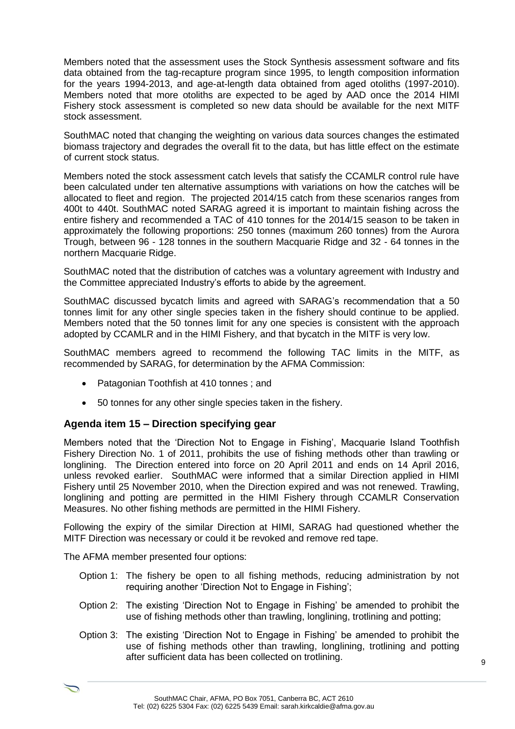Members noted that the assessment uses the Stock Synthesis assessment software and fits data obtained from the tag-recapture program since 1995, to length composition information for the years 1994-2013, and age-at-length data obtained from aged otoliths (1997-2010). Members noted that more otoliths are expected to be aged by AAD once the 2014 HIMI Fishery stock assessment is completed so new data should be available for the next MITF stock assessment.

SouthMAC noted that changing the weighting on various data sources changes the estimated biomass trajectory and degrades the overall fit to the data, but has little effect on the estimate of current stock status.

Members noted the stock assessment catch levels that satisfy the CCAMLR control rule have been calculated under ten alternative assumptions with variations on how the catches will be allocated to fleet and region. The projected 2014/15 catch from these scenarios ranges from 400t to 440t. SouthMAC noted SARAG agreed it is important to maintain fishing across the entire fishery and recommended a TAC of 410 tonnes for the 2014/15 season to be taken in approximately the following proportions: 250 tonnes (maximum 260 tonnes) from the Aurora Trough, between 96 - 128 tonnes in the southern Macquarie Ridge and 32 - 64 tonnes in the northern Macquarie Ridge.

SouthMAC noted that the distribution of catches was a voluntary agreement with Industry and the Committee appreciated Industry's efforts to abide by the agreement.

SouthMAC discussed bycatch limits and agreed with SARAG's recommendation that a 50 tonnes limit for any other single species taken in the fishery should continue to be applied. Members noted that the 50 tonnes limit for any one species is consistent with the approach adopted by CCAMLR and in the HIMI Fishery, and that bycatch in the MITF is very low.

SouthMAC members agreed to recommend the following TAC limits in the MITF, as recommended by SARAG, for determination by the AFMA Commission:

- Patagonian Toothfish at 410 tonnes ; and
- 50 tonnes for any other single species taken in the fishery.

### Agenda item 15 – Direction specifying gear

Members noted that the 'Direction Not to Engage in Fishing', Macquarie Island Toothfish Fishery Direction No. 1 of 2011, prohibits the use of fishing methods other than trawling or longlining. The Direction entered into force on 20 April 2011 and ends on 14 April 2016, unless revoked earlier. SouthMAC were informed that a similar Direction applied in HIMI Fishery until 25 November 2010, when the Direction expired and was not renewed. Trawling, longlining and potting are permitted in the HIMI Fishery through CCAMLR Conservation Measures. No other fishing methods are permitted in the HIMI Fishery.

Following the expiry of the similar Direction at HIMI, SARAG had questioned whether the MITF Direction was necessary or could it be revoked and remove red tape.

The AFMA member presented four options:

Option 1: The fishery be open to all fishing methods, reducing administration by not requiring another 'Direction Not to Engage in Fishing';

Option 2: The existing 'Direction Not to Engage in Fishing' be amended to prohibit the use of fishing methods other than trawling, longlining, trotlining and potting;

Option 3: The existing 'Direction Not to Engage in Fishing' be amended to prohibit the use of fishing methods other than trawling, longlining, trotlining and potting after sufficient data has been collected on trotlining.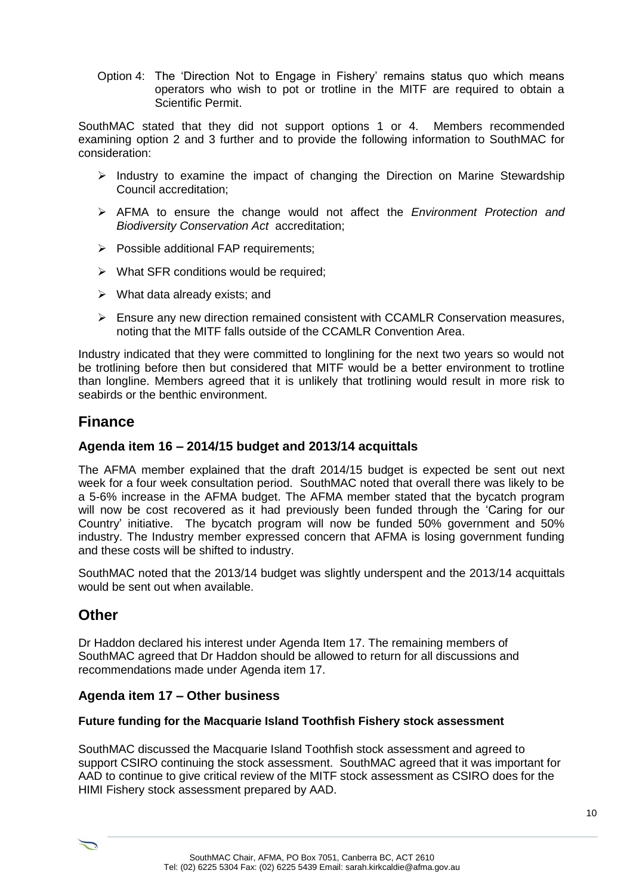Option 4: The 'Direction Not to Engage in Fishery' remains status quo which means operators who wish to pot or trotline in the MITF are required to obtain a Scientific Permit.

SouthMAC stated that they did not support options 1 or 4. Members recommended examining option 2 and 3 further and to provide the following information to SouthMAC for consideration:

- Industry to examine the impact of changing the Direction on Marine Stewardship Council accreditation;
- AFMA to ensure the change would not affect the *Environment Protection and Biodiversity Conservation Act* accreditation;
- Possible additional FAP requirements;
- What SFR conditions would be required;
- What data already exists; and
- Ensure any new direction remained consistent with CCAMLR Conservation measures, noting that the MITF falls outside of the CCAMLR Convention Area.

Industry indicated that they were committed to longlining for the next two years so would not be trotlining before then but considered that MITF would be a better environment to trotline than longline. Members agreed that it is unlikely that trotlining would result in more risk to seabirds or the benthic environment.

## Finance

### Agenda item 16 – 2014/15 budget and 2013/14 acquittals

The AFMA member explained that the draft 2014/15 budget is expected be sent out next week for a four week consultation period. SouthMAC noted that overall there was likely to be a 5-6% increase in the AFMA budget. The AFMA member stated that the bycatch program will now be cost recovered as it had previously been funded through the 'Caring for our Country' initiative. The bycatch program will now be funded 50% government and 50% industry. The Industry member expressed concern that AFMA is losing government funding and these costs will be shifted to industry.

SouthMAC noted that the 2013/14 budget was slightly underspent and the 2013/14 acquittals would be sent out when available.

## Other

Dr Haddon declared his interest under Agenda Item 17. The remaining members of SouthMAC agreed that Dr Haddon should be allowed to return for all discussions and recommendations made under Agenda item 17.

### Agenda item 17 – Other business

#### Future funding for the Macquarie Island Toothfish Fishery stock assessment

SouthMAC discussed the Macquarie Island Toothfish stock assessment and agreed to support CSIRO continuing the stock assessment. SouthMAC agreed that it was important for AAD to continue to give critical review of the MITF stock assessment as CSIRO does for the HIMI Fishery stock assessment prepared by AAD.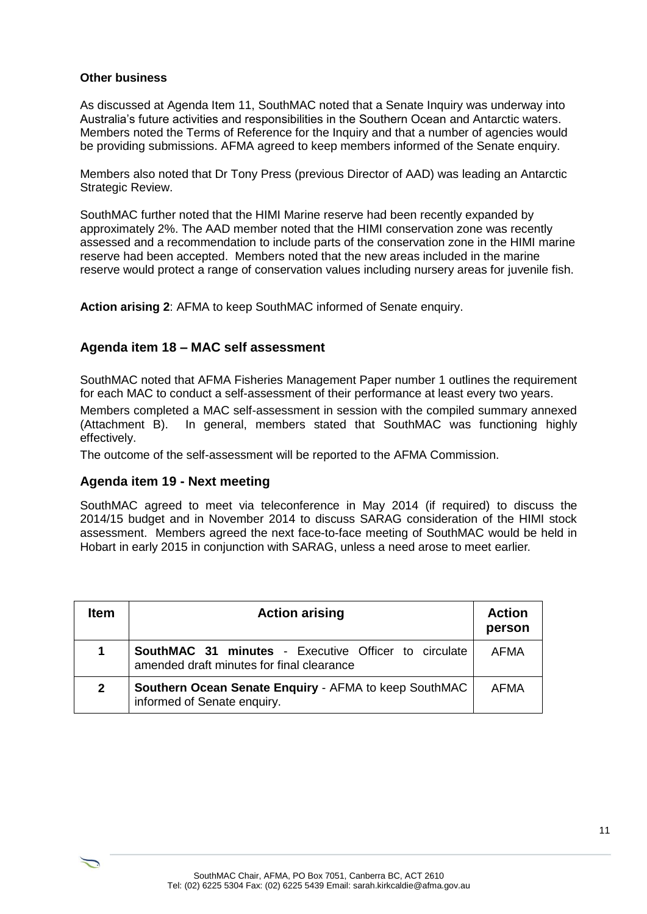**Other business**

As discussed at Agenda Item 11, SouthMAC noted that a Senate Inquiry was underway into Australia's future activities and responsibilities in the Southern Ocean and Antarctic waters. Members noted the Terms of Reference for the Inquiry and that a number of agencies would be providing submissions. AFMA agreed to keep members informed of the Senate enquiry.

Members also noted that Dr Tony Press (previous Director of AAD) was leading an Antarctic Strategic Review.

SouthMAC further noted that the HIMI Marine reserve had been recently expanded by approximately 2%. The AAD member noted that the HIMI conservation zone was recently assessed and a recommendation to include parts of the conservation zone in the HIMI marine reserve had been accepted. Members noted that the new areas included in the marine reserve would protect a range of conservation values including nursery areas for juvenile fish.

**Action arising 2**: AFMA to keep SouthMAC informed of Senate enquiry.

## Agenda item 18 – MAC self assessment

SouthMAC noted that AFMA Fisheries Management Paper number 1 outlines the requirement for each MAC to conduct a self-assessment of their performance at least every two years.

Members completed a MAC self-assessment in session with the compiled summary annexed (Attachment B). In general, members stated that SouthMAC was functioning highly effectively.

The outcome of the self-assessment will be reported to the AFMA Commission.

## Agenda item 19 - Next meeting

SouthMAC agreed to meet via teleconference in May 2014 (if required) to discuss the 2014/15 budget and in November 2014 to discuss SARAG consideration of the HIMI stock assessment. Members agreed the next face-to-face meeting of SouthMAC would be held in Hobart in early 2015 in conjunction with SARAG, unless a need arose to meet earlier.

| Item | Action arising | Action person |
|---|---|---|
| **1** | **SouthMAC 31 minutes** - Executive Officer to circulate amended draft minutes for final clearance | AFMA |
| **2** | **Southern Ocean Senate Enquiry** - AFMA to keep SouthMAC informed of Senate enquiry. | AFMA |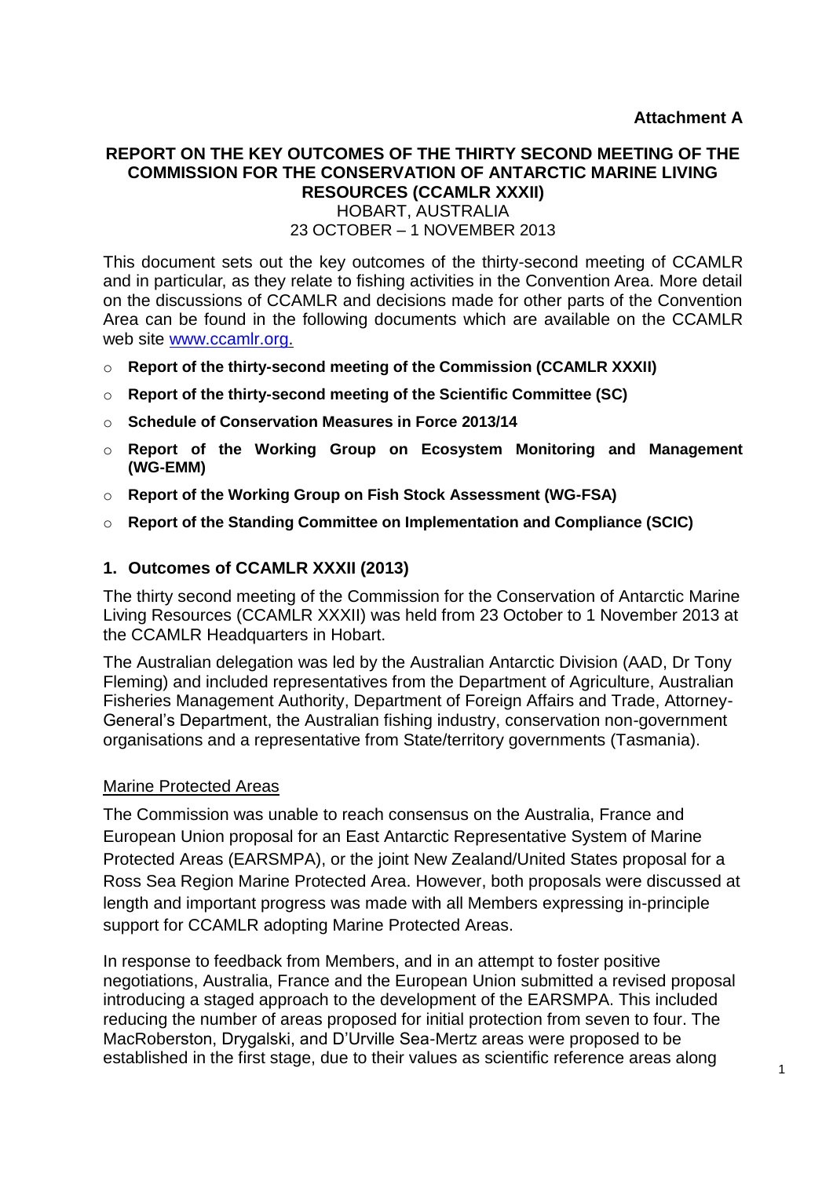**Attachment A**

# REPORT ON THE KEY OUTCOMES OF THE THIRTY SECOND MEETING OF THE COMMISSION FOR THE CONSERVATION OF ANTARCTIC MARINE LIVING RESOURCES (CCAMLR XXXII)

HOBART, AUSTRALIA
23 OCTOBER – 1 NOVEMBER 2013

This document sets out the key outcomes of the thirty-second meeting of CCAMLR and in particular, as they relate to fishing activities in the Convention Area. More detail on the discussions of CCAMLR and decisions made for other parts of the Convention Area can be found in the following documents which are available on the CCAMLR web site [www.ccamlr.org.](http://www.ccamlr.org)

- **Report of the thirty-second meeting of the Commission (CCAMLR XXXII)**
- **Report of the thirty-second meeting of the Scientific Committee (SC)**
- **Schedule of Conservation Measures in Force 2013/14**
- **Report of the Working Group on Ecosystem Monitoring and Management (WG-EMM)**
- **Report of the Working Group on Fish Stock Assessment (WG-FSA)**
- **Report of the Standing Committee on Implementation and Compliance (SCIC)**

## 1. Outcomes of CCAMLR XXXII (2013)

The thirty second meeting of the Commission for the Conservation of Antarctic Marine Living Resources (CCAMLR XXXII) was held from 23 October to 1 November 2013 at the CCAMLR Headquarters in Hobart.

The Australian delegation was led by the Australian Antarctic Division (AAD, Dr Tony Fleming) and included representatives from the Department of Agriculture, Australian Fisheries Management Authority, Department of Foreign Affairs and Trade, Attorney-General's Department, the Australian fishing industry, conservation non-government organisations and a representative from State/territory governments (Tasmania).

### Marine Protected Areas

The Commission was unable to reach consensus on the Australia, France and European Union proposal for an East Antarctic Representative System of Marine Protected Areas (EARSMPA), or the joint New Zealand/United States proposal for a Ross Sea Region Marine Protected Area. However, both proposals were discussed at length and important progress was made with all Members expressing in-principle support for CCAMLR adopting Marine Protected Areas.

In response to feedback from Members, and in an attempt to foster positive negotiations, Australia, France and the European Union submitted a revised proposal introducing a staged approach to the development of the EARSMPA. This included reducing the number of areas proposed for initial protection from seven to four. The MacRoberston, Drygalski, and D'Urville Sea-Mertz areas were proposed to be established in the first stage, due to their values as scientific reference areas along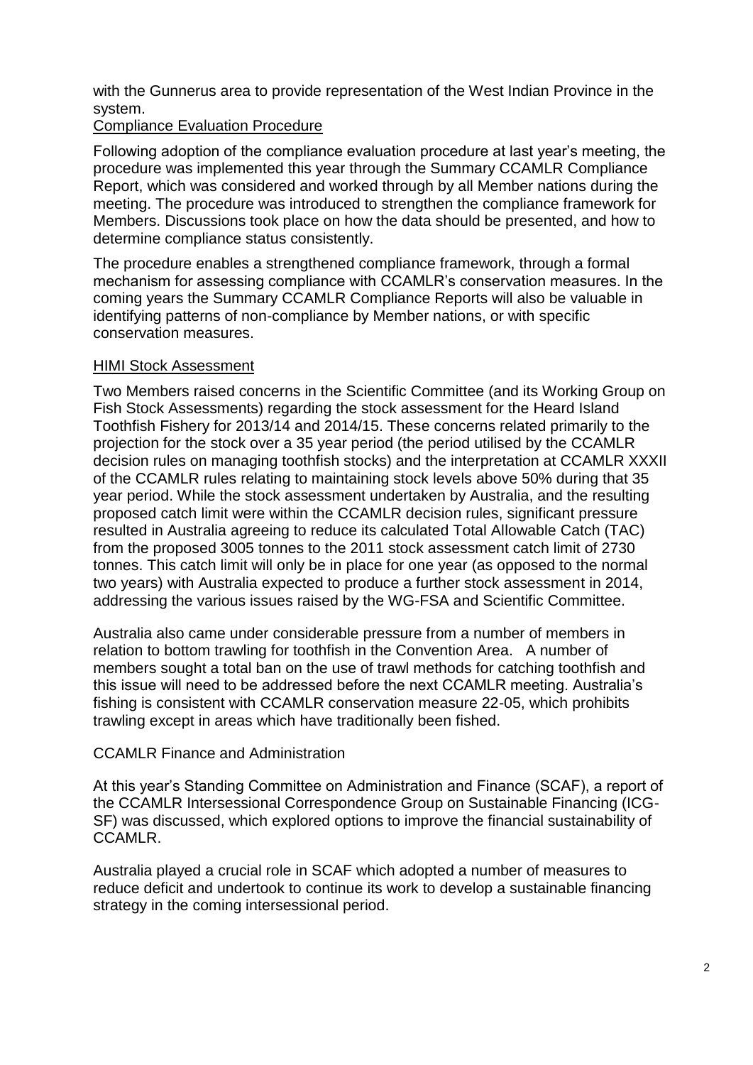with the Gunnerus area to provide representation of the West Indian Province in the system.

## Compliance Evaluation Procedure

Following adoption of the compliance evaluation procedure at last year's meeting, the procedure was implemented this year through the Summary CCAMLR Compliance Report, which was considered and worked through by all Member nations during the meeting. The procedure was introduced to strengthen the compliance framework for Members. Discussions took place on how the data should be presented, and how to determine compliance status consistently.

The procedure enables a strengthened compliance framework, through a formal mechanism for assessing compliance with CCAMLR's conservation measures. In the coming years the Summary CCAMLR Compliance Reports will also be valuable in identifying patterns of non-compliance by Member nations, or with specific conservation measures.

## HIMI Stock Assessment

Two Members raised concerns in the Scientific Committee (and its Working Group on Fish Stock Assessments) regarding the stock assessment for the Heard Island Toothfish Fishery for 2013/14 and 2014/15. These concerns related primarily to the projection for the stock over a 35 year period (the period utilised by the CCAMLR decision rules on managing toothfish stocks) and the interpretation at CCAMLR XXXII of the CCAMLR rules relating to maintaining stock levels above 50% during that 35 year period. While the stock assessment undertaken by Australia, and the resulting proposed catch limit were within the CCAMLR decision rules, significant pressure resulted in Australia agreeing to reduce its calculated Total Allowable Catch (TAC) from the proposed 3005 tonnes to the 2011 stock assessment catch limit of 2730 tonnes. This catch limit will only be in place for one year (as opposed to the normal two years) with Australia expected to produce a further stock assessment in 2014, addressing the various issues raised by the WG-FSA and Scientific Committee.

Australia also came under considerable pressure from a number of members in relation to bottom trawling for toothfish in the Convention Area. A number of members sought a total ban on the use of trawl methods for catching toothfish and this issue will need to be addressed before the next CCAMLR meeting. Australia's fishing is consistent with CCAMLR conservation measure 22-05, which prohibits trawling except in areas which have traditionally been fished.

## CCAMLR Finance and Administration

At this year's Standing Committee on Administration and Finance (SCAF), a report of the CCAMLR Intersessional Correspondence Group on Sustainable Financing (ICG-SF) was discussed, which explored options to improve the financial sustainability of CCAMLR.

Australia played a crucial role in SCAF which adopted a number of measures to reduce deficit and undertook to continue its work to develop a sustainable financing strategy in the coming intersessional period.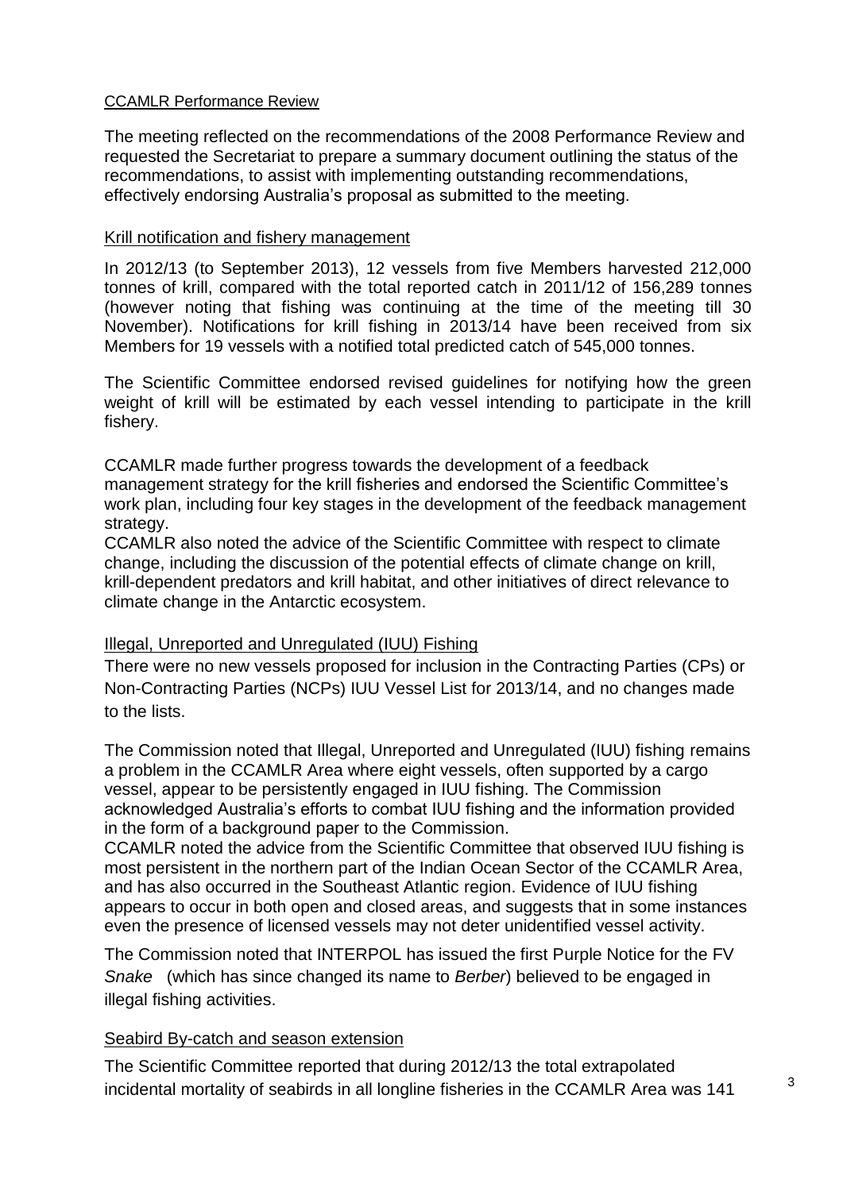CCAMLR Performance Review

The meeting reflected on the recommendations of the 2008 Performance Review and requested the Secretariat to prepare a summary document outlining the status of the recommendations, to assist with implementing outstanding recommendations, effectively endorsing Australia's proposal as submitted to the meeting.

Krill notification and fishery management

In 2012/13 (to September 2013), 12 vessels from five Members harvested 212,000 tonnes of krill, compared with the total reported catch in 2011/12 of 156,289 tonnes (however noting that fishing was continuing at the time of the meeting till 30 November). Notifications for krill fishing in 2013/14 have been received from six Members for 19 vessels with a notified total predicted catch of 545,000 tonnes.

The Scientific Committee endorsed revised guidelines for notifying how the green weight of krill will be estimated by each vessel intending to participate in the krill fishery.

CCAMLR made further progress towards the development of a feedback management strategy for the krill fisheries and endorsed the Scientific Committee's work plan, including four key stages in the development of the feedback management strategy.

CCAMLR also noted the advice of the Scientific Committee with respect to climate change, including the discussion of the potential effects of climate change on krill, krill-dependent predators and krill habitat, and other initiatives of direct relevance to climate change in the Antarctic ecosystem.

Illegal, Unreported and Unregulated (IUU) Fishing

There were no new vessels proposed for inclusion in the Contracting Parties (CPs) or Non-Contracting Parties (NCPs) IUU Vessel List for 2013/14, and no changes made to the lists.

The Commission noted that Illegal, Unreported and Unregulated (IUU) fishing remains a problem in the CCAMLR Area where eight vessels, often supported by a cargo vessel, appear to be persistently engaged in IUU fishing. The Commission acknowledged Australia's efforts to combat IUU fishing and the information provided in the form of a background paper to the Commission.

CCAMLR noted the advice from the Scientific Committee that observed IUU fishing is most persistent in the northern part of the Indian Ocean Sector of the CCAMLR Area, and has also occurred in the Southeast Atlantic region. Evidence of IUU fishing appears to occur in both open and closed areas, and suggests that in some instances even the presence of licensed vessels may not deter unidentified vessel activity.

The Commission noted that INTERPOL has issued the first Purple Notice for the FV *Snake* (which has since changed its name to *Berber*) believed to be engaged in illegal fishing activities.

Seabird By-catch and season extension

The Scientific Committee reported that during 2012/13 the total extrapolated incidental mortality of seabirds in all longline fisheries in the CCAMLR Area was 141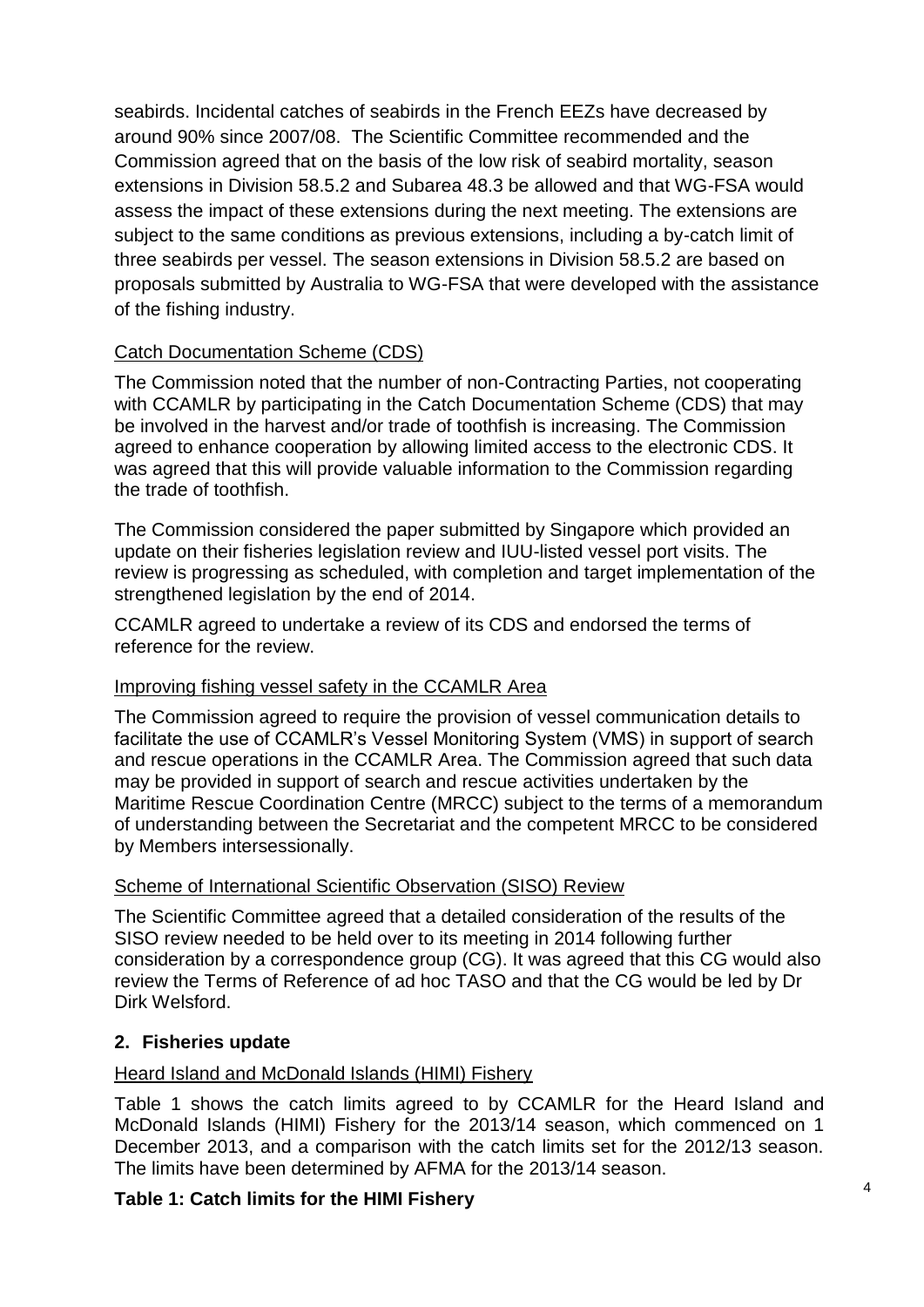seabirds. Incidental catches of seabirds in the French EEZs have decreased by around 90% since 2007/08. The Scientific Committee recommended and the Commission agreed that on the basis of the low risk of seabird mortality, season extensions in Division 58.5.2 and Subarea 48.3 be allowed and that WG-FSA would assess the impact of these extensions during the next meeting. The extensions are subject to the same conditions as previous extensions, including a by-catch limit of three seabirds per vessel. The season extensions in Division 58.5.2 are based on proposals submitted by Australia to WG-FSA that were developed with the assistance of the fishing industry.

Catch Documentation Scheme (CDS)

The Commission noted that the number of non-Contracting Parties, not cooperating with CCAMLR by participating in the Catch Documentation Scheme (CDS) that may be involved in the harvest and/or trade of toothfish is increasing. The Commission agreed to enhance cooperation by allowing limited access to the electronic CDS. It was agreed that this will provide valuable information to the Commission regarding the trade of toothfish.

The Commission considered the paper submitted by Singapore which provided an update on their fisheries legislation review and IUU-listed vessel port visits. The review is progressing as scheduled, with completion and target implementation of the strengthened legislation by the end of 2014.

CCAMLR agreed to undertake a review of its CDS and endorsed the terms of reference for the review.

Improving fishing vessel safety in the CCAMLR Area

The Commission agreed to require the provision of vessel communication details to facilitate the use of CCAMLR's Vessel Monitoring System (VMS) in support of search and rescue operations in the CCAMLR Area. The Commission agreed that such data may be provided in support of search and rescue activities undertaken by the Maritime Rescue Coordination Centre (MRCC) subject to the terms of a memorandum of understanding between the Secretariat and the competent MRCC to be considered by Members intersessionally.

Scheme of International Scientific Observation (SISO) Review

The Scientific Committee agreed that a detailed consideration of the results of the SISO review needed to be held over to its meeting in 2014 following further consideration by a correspondence group (CG). It was agreed that this CG would also review the Terms of Reference of ad hoc TASO and that the CG would be led by Dr Dirk Welsford.

## 2. Fisheries update

Heard Island and McDonald Islands (HIMI) Fishery

Table 1 shows the catch limits agreed to by CCAMLR for the Heard Island and McDonald Islands (HIMI) Fishery for the 2013/14 season, which commenced on 1 December 2013, and a comparison with the catch limits set for the 2012/13 season. The limits have been determined by AFMA for the 2013/14 season.

**Table 1: Catch limits for the HIMI Fishery**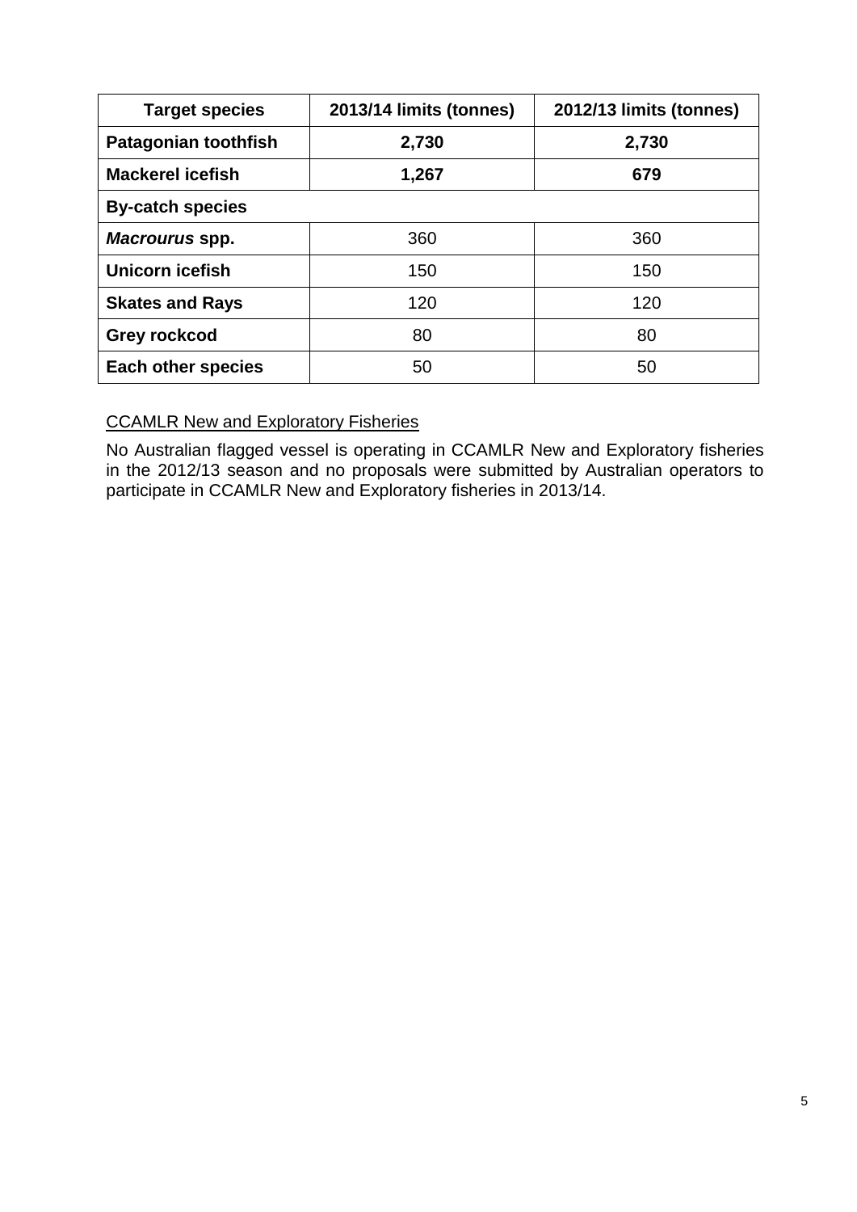| **Target species** | **2013/14 limits (tonnes)** | **2012/13 limits (tonnes)** |
|---|---|---|
| **Patagonian toothfish** | **2,730** | **2,730** |
| **Mackerel icefish** | **1,267** | **679** |
| **By-catch species** | | |
| ***Macrourus* spp.** | 360 | 360 |
| **Unicorn icefish** | 150 | 150 |
| **Skates and Rays** | 120 | 120 |
| **Grey rockcod** | 80 | 80 |
| **Each other species** | 50 | 50 |

<u>CCAMLR New and Exploratory Fisheries</u>

No Australian flagged vessel is operating in CCAMLR New and Exploratory fisheries in the 2012/13 season and no proposals were submitted by Australian operators to participate in CCAMLR New and Exploratory fisheries in 2013/14.